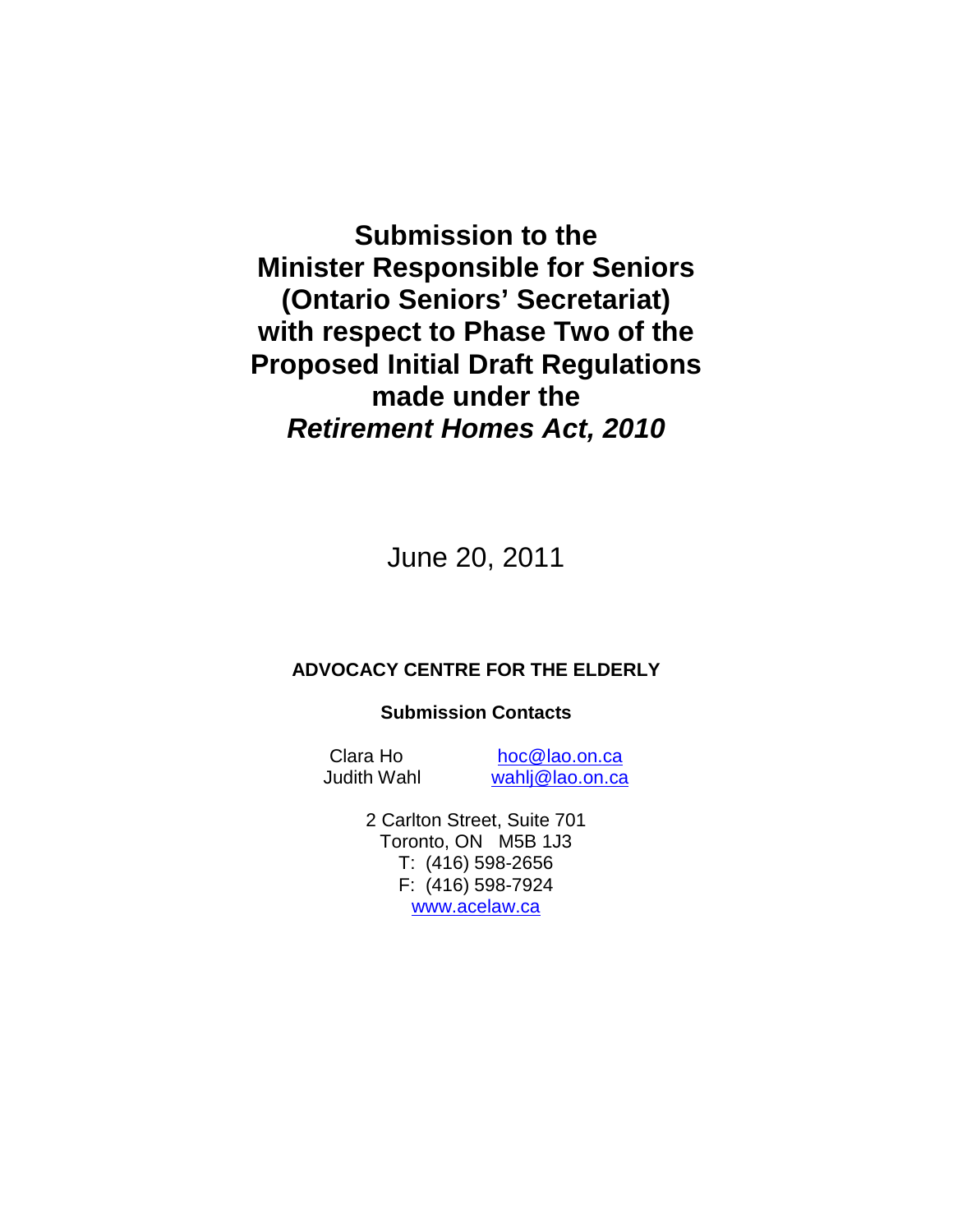# Submission to the Minister Responsible for Seniors (Ontario Seniors' Secretariat) with respect to Phase Two of the Proposed Initial Draft Regulations made under the *Retirement Homes Act, 2010*

June 20, 2011

**ADVOCACY CENTRE FOR THE ELDERLY**

**Submission Contacts**

Clara Ho hoc@lao.on.ca
Judith Wahl wahlj@lao.on.ca

2 Carlton Street, Suite 701
Toronto, ON M5B 1J3
T: (416) 598-2656
F: (416) 598-7924
www.acelaw.ca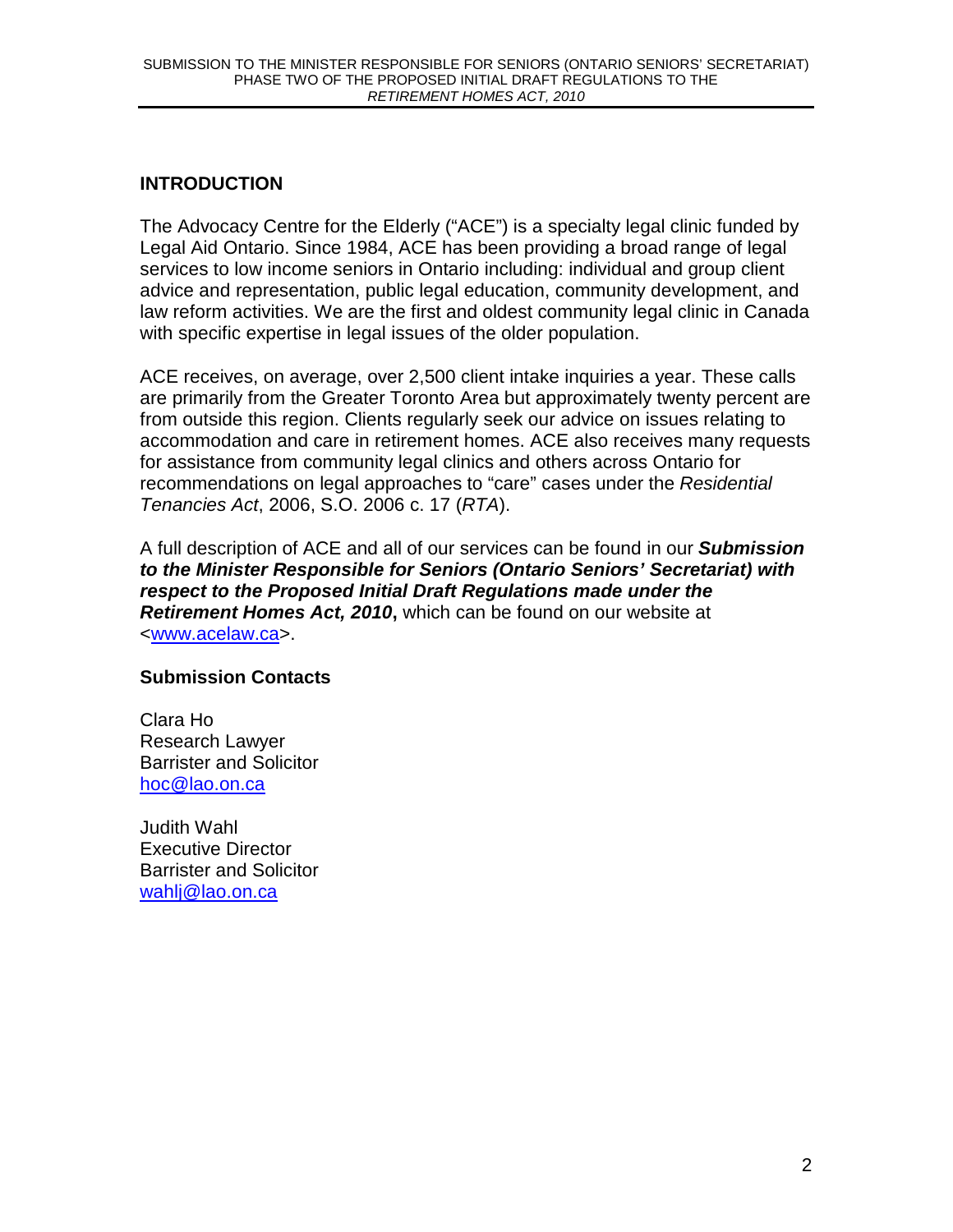## INTRODUCTION

The Advocacy Centre for the Elderly ("ACE") is a specialty legal clinic funded by Legal Aid Ontario. Since 1984, ACE has been providing a broad range of legal services to low income seniors in Ontario including: individual and group client advice and representation, public legal education, community development, and law reform activities. We are the first and oldest community legal clinic in Canada with specific expertise in legal issues of the older population.

ACE receives, on average, over 2,500 client intake inquiries a year. These calls are primarily from the Greater Toronto Area but approximately twenty percent are from outside this region. Clients regularly seek our advice on issues relating to accommodation and care in retirement homes. ACE also receives many requests for assistance from community legal clinics and others across Ontario for recommendations on legal approaches to "care" cases under the *Residential Tenancies Act*, 2006, S.O. 2006 c. 17 (*RTA*).

A full description of ACE and all of our services can be found in our ***Submission to the Minister Responsible for Seniors (Ontario Seniors' Secretariat) with respect to the Proposed Initial Draft Regulations made under the Retirement Homes Act, 2010***, which can be found on our website at <www.acelaw.ca>.

### Submission Contacts

Clara Ho
Research Lawyer
Barrister and Solicitor
hoc@lao.on.ca

Judith Wahl
Executive Director
Barrister and Solicitor
wahlj@lao.on.ca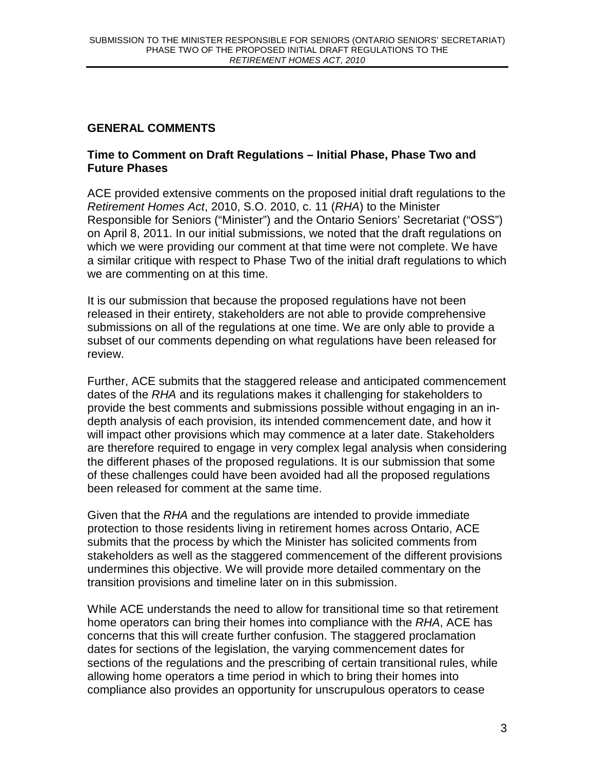## GENERAL COMMENTS

### Time to Comment on Draft Regulations – Initial Phase, Phase Two and Future Phases

ACE provided extensive comments on the proposed initial draft regulations to the *Retirement Homes Act*, 2010, S.O. 2010, c. 11 (*RHA*) to the Minister Responsible for Seniors ("Minister") and the Ontario Seniors' Secretariat ("OSS") on April 8, 2011. In our initial submissions, we noted that the draft regulations on which we were providing our comment at that time were not complete. We have a similar critique with respect to Phase Two of the initial draft regulations to which we are commenting on at this time.

It is our submission that because the proposed regulations have not been released in their entirety, stakeholders are not able to provide comprehensive submissions on all of the regulations at one time. We are only able to provide a subset of our comments depending on what regulations have been released for review.

Further, ACE submits that the staggered release and anticipated commencement dates of the *RHA* and its regulations makes it challenging for stakeholders to provide the best comments and submissions possible without engaging in an in-depth analysis of each provision, its intended commencement date, and how it will impact other provisions which may commence at a later date. Stakeholders are therefore required to engage in very complex legal analysis when considering the different phases of the proposed regulations. It is our submission that some of these challenges could have been avoided had all the proposed regulations been released for comment at the same time.

Given that the *RHA* and the regulations are intended to provide immediate protection to those residents living in retirement homes across Ontario, ACE submits that the process by which the Minister has solicited comments from stakeholders as well as the staggered commencement of the different provisions undermines this objective. We will provide more detailed commentary on the transition provisions and timeline later on in this submission.

While ACE understands the need to allow for transitional time so that retirement home operators can bring their homes into compliance with the *RHA*, ACE has concerns that this will create further confusion. The staggered proclamation dates for sections of the legislation, the varying commencement dates for sections of the regulations and the prescribing of certain transitional rules, while allowing home operators a time period in which to bring their homes into compliance also provides an opportunity for unscrupulous operators to cease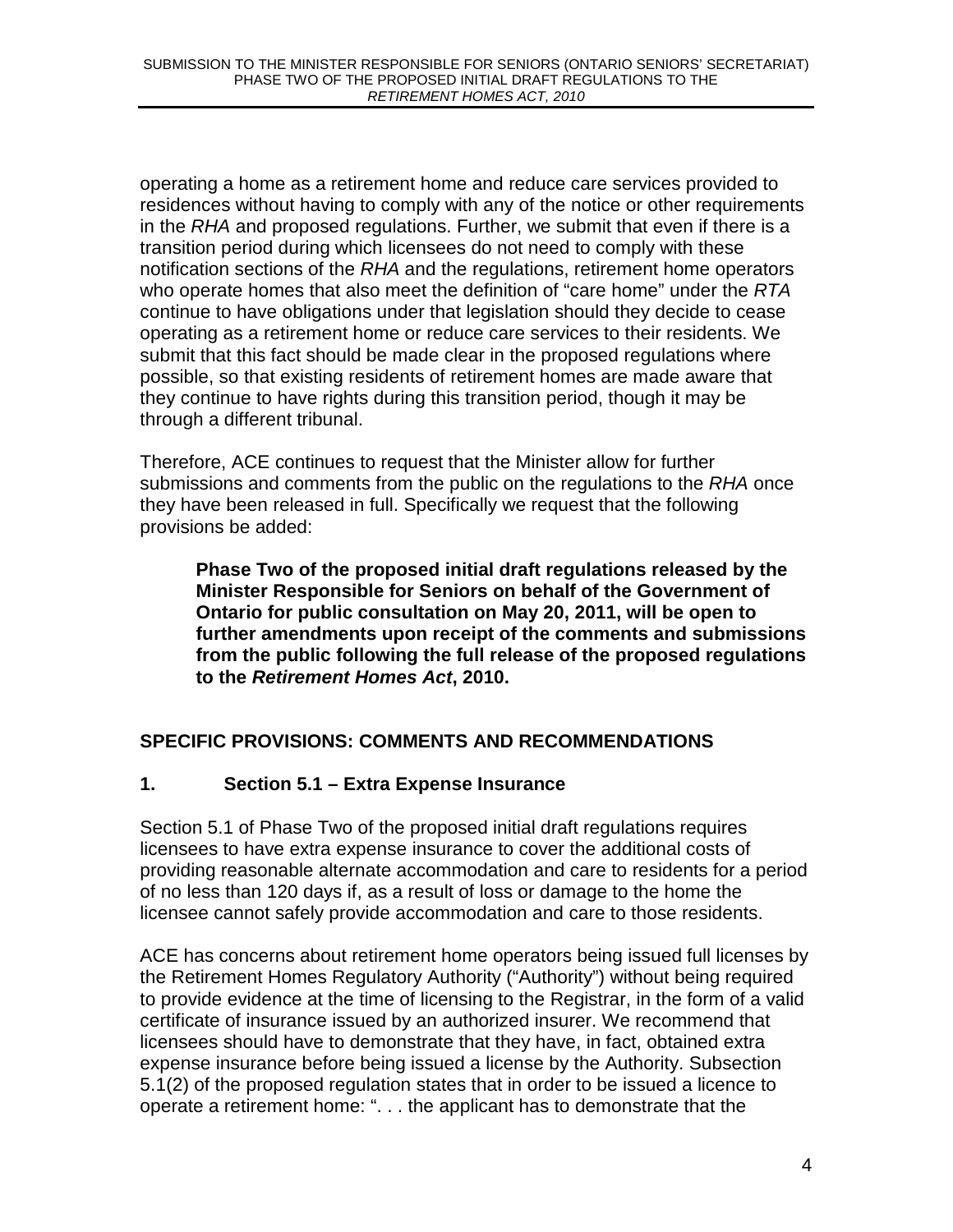operating a home as a retirement home and reduce care services provided to residences without having to comply with any of the notice or other requirements in the *RHA* and proposed regulations. Further, we submit that even if there is a transition period during which licensees do not need to comply with these notification sections of the *RHA* and the regulations, retirement home operators who operate homes that also meet the definition of "care home" under the *RTA* continue to have obligations under that legislation should they decide to cease operating as a retirement home or reduce care services to their residents. We submit that this fact should be made clear in the proposed regulations where possible, so that existing residents of retirement homes are made aware that they continue to have rights during this transition period, though it may be through a different tribunal.

Therefore, ACE continues to request that the Minister allow for further submissions and comments from the public on the regulations to the *RHA* once they have been released in full. Specifically we request that the following provisions be added:

> **Phase Two of the proposed initial draft regulations released by the Minister Responsible for Seniors on behalf of the Government of Ontario for public consultation on May 20, 2011, will be open to further amendments upon receipt of the comments and submissions from the public following the full release of the proposed regulations to the *Retirement Homes Act*, 2010.**

## SPECIFIC PROVISIONS: COMMENTS AND RECOMMENDATIONS

### 1. Section 5.1 – Extra Expense Insurance

Section 5.1 of Phase Two of the proposed initial draft regulations requires licensees to have extra expense insurance to cover the additional costs of providing reasonable alternate accommodation and care to residents for a period of no less than 120 days if, as a result of loss or damage to the home the licensee cannot safely provide accommodation and care to those residents.

ACE has concerns about retirement home operators being issued full licenses by the Retirement Homes Regulatory Authority ("Authority") without being required to provide evidence at the time of licensing to the Registrar, in the form of a valid certificate of insurance issued by an authorized insurer. We recommend that licensees should have to demonstrate that they have, in fact, obtained extra expense insurance before being issued a license by the Authority. Subsection 5.1(2) of the proposed regulation states that in order to be issued a licence to operate a retirement home: ". . . the applicant has to demonstrate that the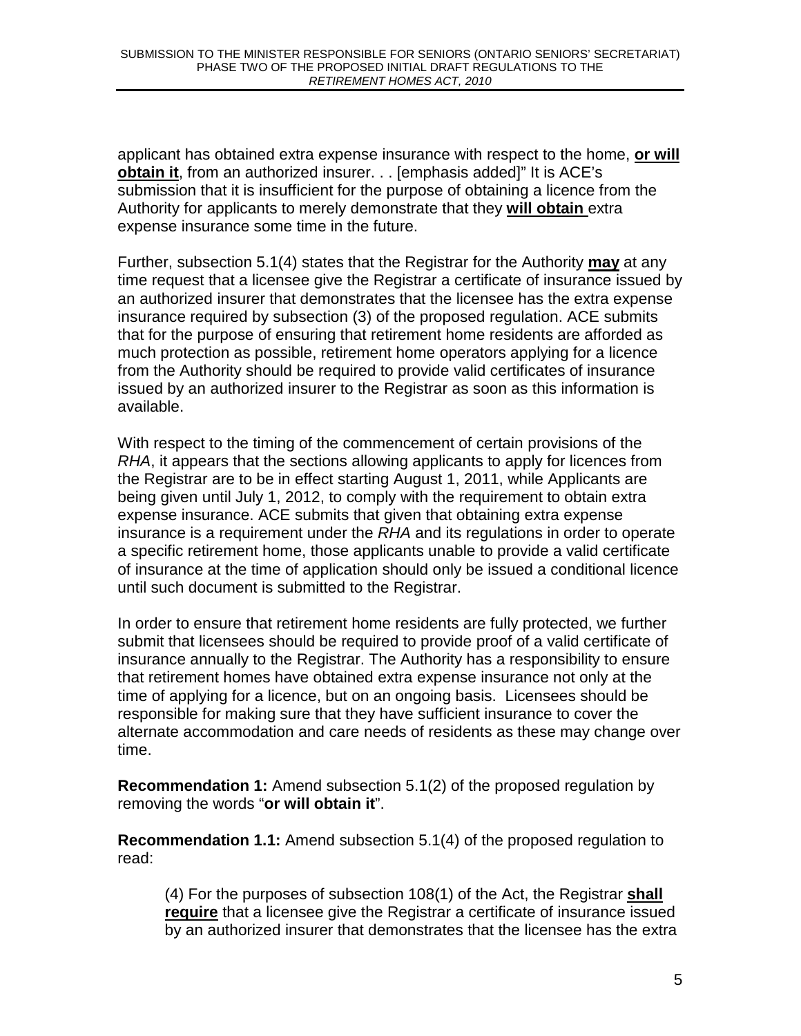applicant has obtained extra expense insurance with respect to the home, **or will obtain it**, from an authorized insurer. . . [emphasis added]" It is ACE's submission that it is insufficient for the purpose of obtaining a licence from the Authority for applicants to merely demonstrate that they **will obtain** extra expense insurance some time in the future.

Further, subsection 5.1(4) states that the Registrar for the Authority **may** at any time request that a licensee give the Registrar a certificate of insurance issued by an authorized insurer that demonstrates that the licensee has the extra expense insurance required by subsection (3) of the proposed regulation. ACE submits that for the purpose of ensuring that retirement home residents are afforded as much protection as possible, retirement home operators applying for a licence from the Authority should be required to provide valid certificates of insurance issued by an authorized insurer to the Registrar as soon as this information is available.

With respect to the timing of the commencement of certain provisions of the *RHA*, it appears that the sections allowing applicants to apply for licences from the Registrar are to be in effect starting August 1, 2011, while Applicants are being given until July 1, 2012, to comply with the requirement to obtain extra expense insurance. ACE submits that given that obtaining extra expense insurance is a requirement under the *RHA* and its regulations in order to operate a specific retirement home, those applicants unable to provide a valid certificate of insurance at the time of application should only be issued a conditional licence until such document is submitted to the Registrar.

In order to ensure that retirement home residents are fully protected, we further submit that licensees should be required to provide proof of a valid certificate of insurance annually to the Registrar. The Authority has a responsibility to ensure that retirement homes have obtained extra expense insurance not only at the time of applying for a licence, but on an ongoing basis. Licensees should be responsible for making sure that they have sufficient insurance to cover the alternate accommodation and care needs of residents as these may change over time.

**Recommendation 1:** Amend subsection 5.1(2) of the proposed regulation by removing the words "**or will obtain it**".

**Recommendation 1.1:** Amend subsection 5.1(4) of the proposed regulation to read:

> (4) For the purposes of subsection 108(1) of the Act, the Registrar **shall require** that a licensee give the Registrar a certificate of insurance issued by an authorized insurer that demonstrates that the licensee has the extra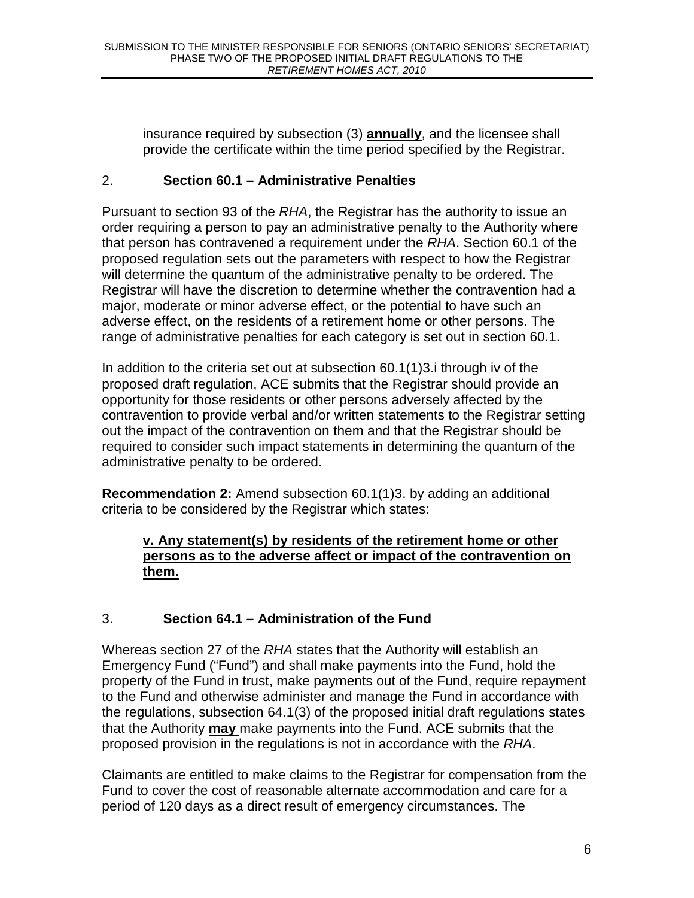insurance required by subsection (3) <u>**annually**</u>, and the licensee shall provide the certificate within the time period specified by the Registrar.

## 2. Section 60.1 – Administrative Penalties

Pursuant to section 93 of the *RHA*, the Registrar has the authority to issue an order requiring a person to pay an administrative penalty to the Authority where that person has contravened a requirement under the *RHA*. Section 60.1 of the proposed regulation sets out the parameters with respect to how the Registrar will determine the quantum of the administrative penalty to be ordered. The Registrar will have the discretion to determine whether the contravention had a major, moderate or minor adverse effect, or the potential to have such an adverse effect, on the residents of a retirement home or other persons. The range of administrative penalties for each category is set out in section 60.1.

In addition to the criteria set out at subsection 60.1(1)3.i through iv of the proposed draft regulation, ACE submits that the Registrar should provide an opportunity for those residents or other persons adversely affected by the contravention to provide verbal and/or written statements to the Registrar setting out the impact of the contravention on them and that the Registrar should be required to consider such impact statements in determining the quantum of the administrative penalty to be ordered.

**Recommendation 2:** Amend subsection 60.1(1)3. by adding an additional criteria to be considered by the Registrar which states:

> <u>**v. Any statement(s) by residents of the retirement home or other persons as to the adverse affect or impact of the contravention on them.**</u>

## 3. Section 64.1 – Administration of the Fund

Whereas section 27 of the *RHA* states that the Authority will establish an Emergency Fund ("Fund") and shall make payments into the Fund, hold the property of the Fund in trust, make payments out of the Fund, require repayment to the Fund and otherwise administer and manage the Fund in accordance with the regulations, subsection 64.1(3) of the proposed initial draft regulations states that the Authority <u>**may**</u> make payments into the Fund. ACE submits that the proposed provision in the regulations is not in accordance with the *RHA*.

Claimants are entitled to make claims to the Registrar for compensation from the Fund to cover the cost of reasonable alternate accommodation and care for a period of 120 days as a direct result of emergency circumstances. The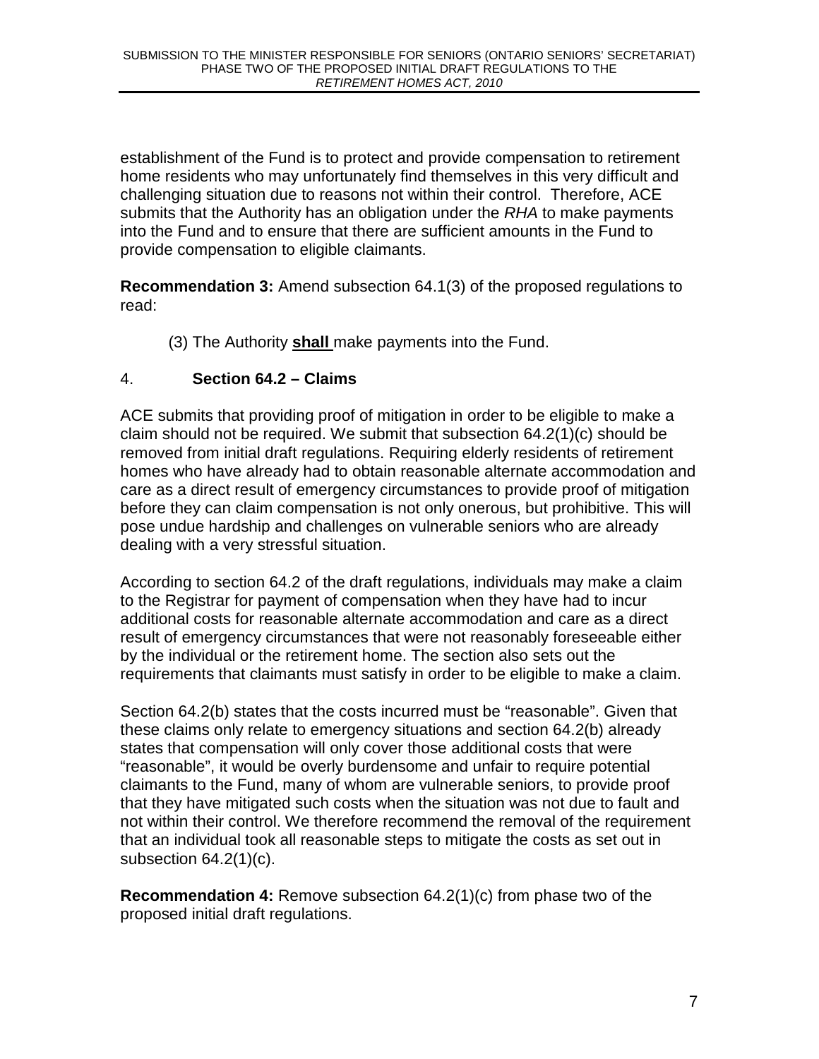establishment of the Fund is to protect and provide compensation to retirement home residents who may unfortunately find themselves in this very difficult and challenging situation due to reasons not within their control. Therefore, ACE submits that the Authority has an obligation under the *RHA* to make payments into the Fund and to ensure that there are sufficient amounts in the Fund to provide compensation to eligible claimants.

**Recommendation 3:** Amend subsection 64.1(3) of the proposed regulations to read:

> (3) The Authority **shall** make payments into the Fund.

## 4. Section 64.2 – Claims

ACE submits that providing proof of mitigation in order to be eligible to make a claim should not be required. We submit that subsection 64.2(1)(c) should be removed from initial draft regulations. Requiring elderly residents of retirement homes who have already had to obtain reasonable alternate accommodation and care as a direct result of emergency circumstances to provide proof of mitigation before they can claim compensation is not only onerous, but prohibitive. This will pose undue hardship and challenges on vulnerable seniors who are already dealing with a very stressful situation.

According to section 64.2 of the draft regulations, individuals may make a claim to the Registrar for payment of compensation when they have had to incur additional costs for reasonable alternate accommodation and care as a direct result of emergency circumstances that were not reasonably foreseeable either by the individual or the retirement home. The section also sets out the requirements that claimants must satisfy in order to be eligible to make a claim.

Section 64.2(b) states that the costs incurred must be "reasonable". Given that these claims only relate to emergency situations and section 64.2(b) already states that compensation will only cover those additional costs that were "reasonable", it would be overly burdensome and unfair to require potential claimants to the Fund, many of whom are vulnerable seniors, to provide proof that they have mitigated such costs when the situation was not due to fault and not within their control. We therefore recommend the removal of the requirement that an individual took all reasonable steps to mitigate the costs as set out in subsection 64.2(1)(c).

**Recommendation 4:** Remove subsection 64.2(1)(c) from phase two of the proposed initial draft regulations.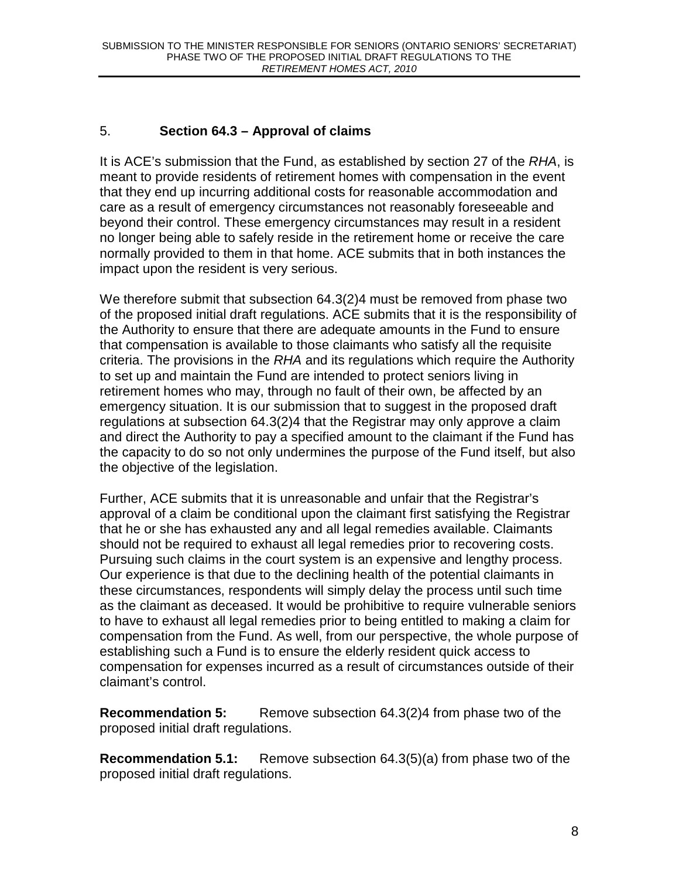## 5. Section 64.3 – Approval of claims

It is ACE's submission that the Fund, as established by section 27 of the *RHA*, is meant to provide residents of retirement homes with compensation in the event that they end up incurring additional costs for reasonable accommodation and care as a result of emergency circumstances not reasonably foreseeable and beyond their control. These emergency circumstances may result in a resident no longer being able to safely reside in the retirement home or receive the care normally provided to them in that home. ACE submits that in both instances the impact upon the resident is very serious.

We therefore submit that subsection 64.3(2)4 must be removed from phase two of the proposed initial draft regulations. ACE submits that it is the responsibility of the Authority to ensure that there are adequate amounts in the Fund to ensure that compensation is available to those claimants who satisfy all the requisite criteria. The provisions in the *RHA* and its regulations which require the Authority to set up and maintain the Fund are intended to protect seniors living in retirement homes who may, through no fault of their own, be affected by an emergency situation. It is our submission that to suggest in the proposed draft regulations at subsection 64.3(2)4 that the Registrar may only approve a claim and direct the Authority to pay a specified amount to the claimant if the Fund has the capacity to do so not only undermines the purpose of the Fund itself, but also the objective of the legislation.

Further, ACE submits that it is unreasonable and unfair that the Registrar's approval of a claim be conditional upon the claimant first satisfying the Registrar that he or she has exhausted any and all legal remedies available. Claimants should not be required to exhaust all legal remedies prior to recovering costs. Pursuing such claims in the court system is an expensive and lengthy process. Our experience is that due to the declining health of the potential claimants in these circumstances, respondents will simply delay the process until such time as the claimant as deceased. It would be prohibitive to require vulnerable seniors to have to exhaust all legal remedies prior to being entitled to making a claim for compensation from the Fund. As well, from our perspective, the whole purpose of establishing such a Fund is to ensure the elderly resident quick access to compensation for expenses incurred as a result of circumstances outside of their claimant's control.

**Recommendation 5:** Remove subsection 64.3(2)4 from phase two of the proposed initial draft regulations.

**Recommendation 5.1:** Remove subsection 64.3(5)(a) from phase two of the proposed initial draft regulations.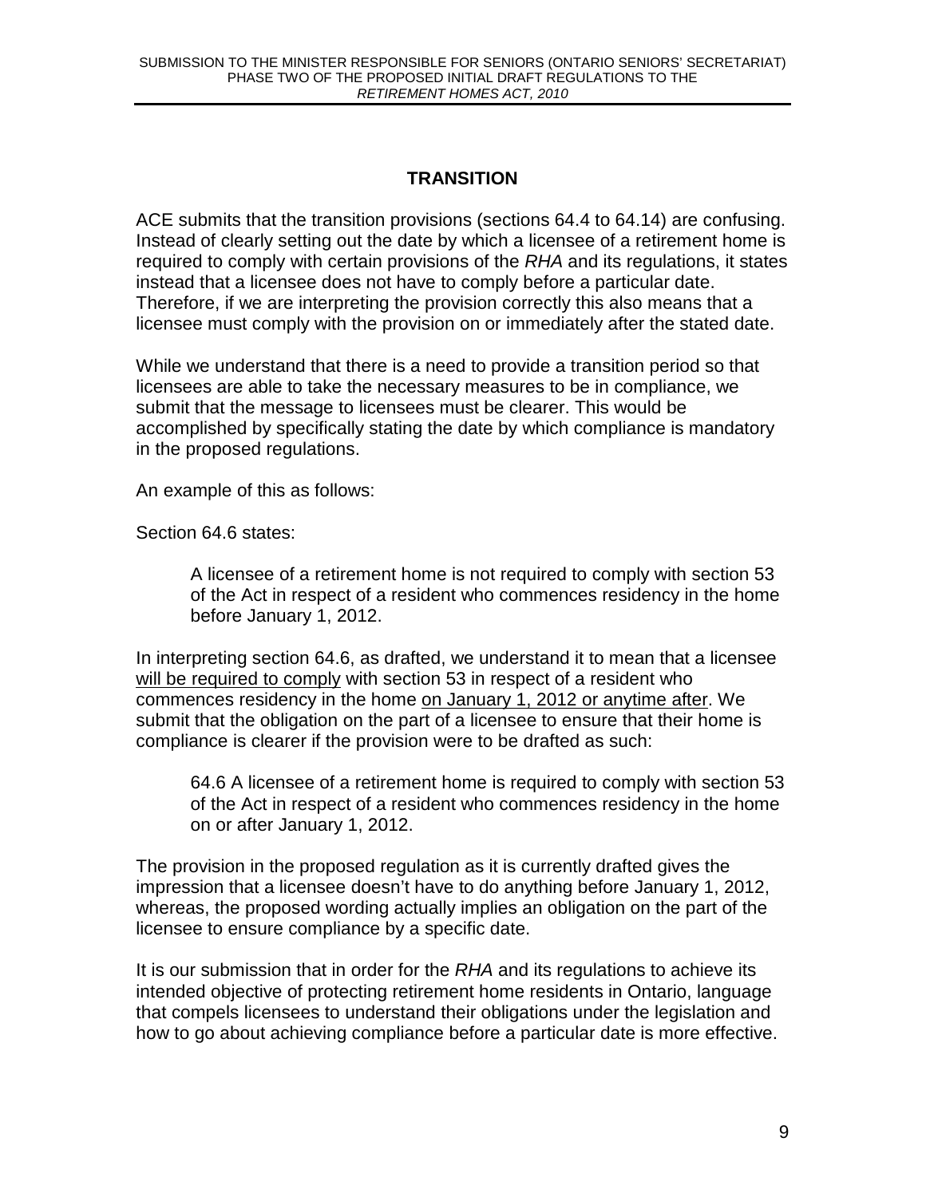## TRANSITION

ACE submits that the transition provisions (sections 64.4 to 64.14) are confusing. Instead of clearly setting out the date by which a licensee of a retirement home is required to comply with certain provisions of the *RHA* and its regulations, it states instead that a licensee does not have to comply before a particular date. Therefore, if we are interpreting the provision correctly this also means that a licensee must comply with the provision on or immediately after the stated date.

While we understand that there is a need to provide a transition period so that licensees are able to take the necessary measures to be in compliance, we submit that the message to licensees must be clearer. This would be accomplished by specifically stating the date by which compliance is mandatory in the proposed regulations.

An example of this as follows:

Section 64.6 states:

> A licensee of a retirement home is not required to comply with section 53 of the Act in respect of a resident who commences residency in the home before January 1, 2012.

In interpreting section 64.6, as drafted, we understand it to mean that a licensee <u>will be required to comply</u> with section 53 in respect of a resident who commences residency in the home <u>on January 1, 2012 or anytime after</u>. We submit that the obligation on the part of a licensee to ensure that their home is compliance is clearer if the provision were to be drafted as such:

> 64.6 A licensee of a retirement home is required to comply with section 53 of the Act in respect of a resident who commences residency in the home on or after January 1, 2012.

The provision in the proposed regulation as it is currently drafted gives the impression that a licensee doesn't have to do anything before January 1, 2012, whereas, the proposed wording actually implies an obligation on the part of the licensee to ensure compliance by a specific date.

It is our submission that in order for the *RHA* and its regulations to achieve its intended objective of protecting retirement home residents in Ontario, language that compels licensees to understand their obligations under the legislation and how to go about achieving compliance before a particular date is more effective.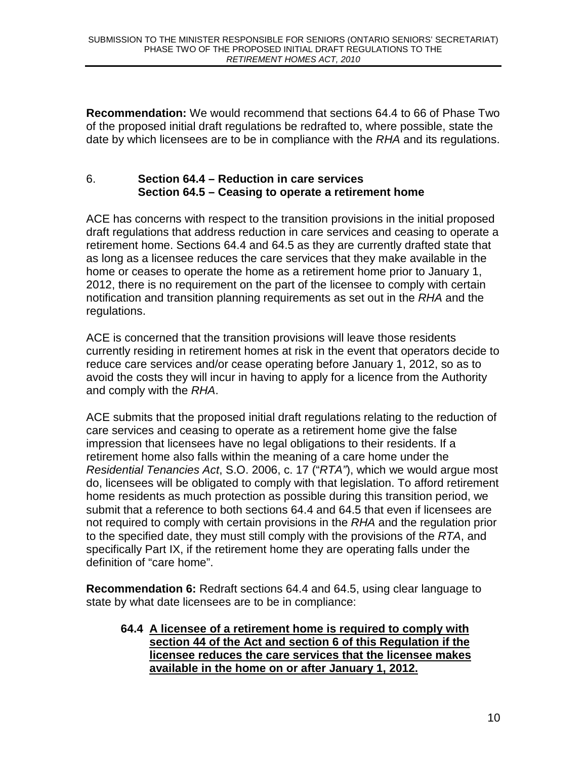**Recommendation:** We would recommend that sections 64.4 to 66 of Phase Two of the proposed initial draft regulations be redrafted to, where possible, state the date by which licensees are to be in compliance with the *RHA* and its regulations.

## 6. Section 64.4 – Reduction in care services
## Section 64.5 – Ceasing to operate a retirement home

ACE has concerns with respect to the transition provisions in the initial proposed draft regulations that address reduction in care services and ceasing to operate a retirement home. Sections 64.4 and 64.5 as they are currently drafted state that as long as a licensee reduces the care services that they make available in the home or ceases to operate the home as a retirement home prior to January 1, 2012, there is no requirement on the part of the licensee to comply with certain notification and transition planning requirements as set out in the *RHA* and the regulations.

ACE is concerned that the transition provisions will leave those residents currently residing in retirement homes at risk in the event that operators decide to reduce care services and/or cease operating before January 1, 2012, so as to avoid the costs they will incur in having to apply for a licence from the Authority and comply with the *RHA*.

ACE submits that the proposed initial draft regulations relating to the reduction of care services and ceasing to operate as a retirement home give the false impression that licensees have no legal obligations to their residents. If a retirement home also falls within the meaning of a care home under the *Residential Tenancies Act*, S.O. 2006, c. 17 ("*RTA"*), which we would argue most do, licensees will be obligated to comply with that legislation. To afford retirement home residents as much protection as possible during this transition period, we submit that a reference to both sections 64.4 and 64.5 that even if licensees are not required to comply with certain provisions in the *RHA* and the regulation prior to the specified date, they must still comply with the provisions of the *RTA*, and specifically Part IX, if the retirement home they are operating falls under the definition of "care home".

**Recommendation 6:** Redraft sections 64.4 and 64.5, using clear language to state by what date licensees are to be in compliance:

> **64.4 <u>A licensee of a retirement home is required to comply with section 44 of the Act and section 6 of this Regulation if the licensee reduces the care services that the licensee makes available in the home on or after January 1, 2012.</u>**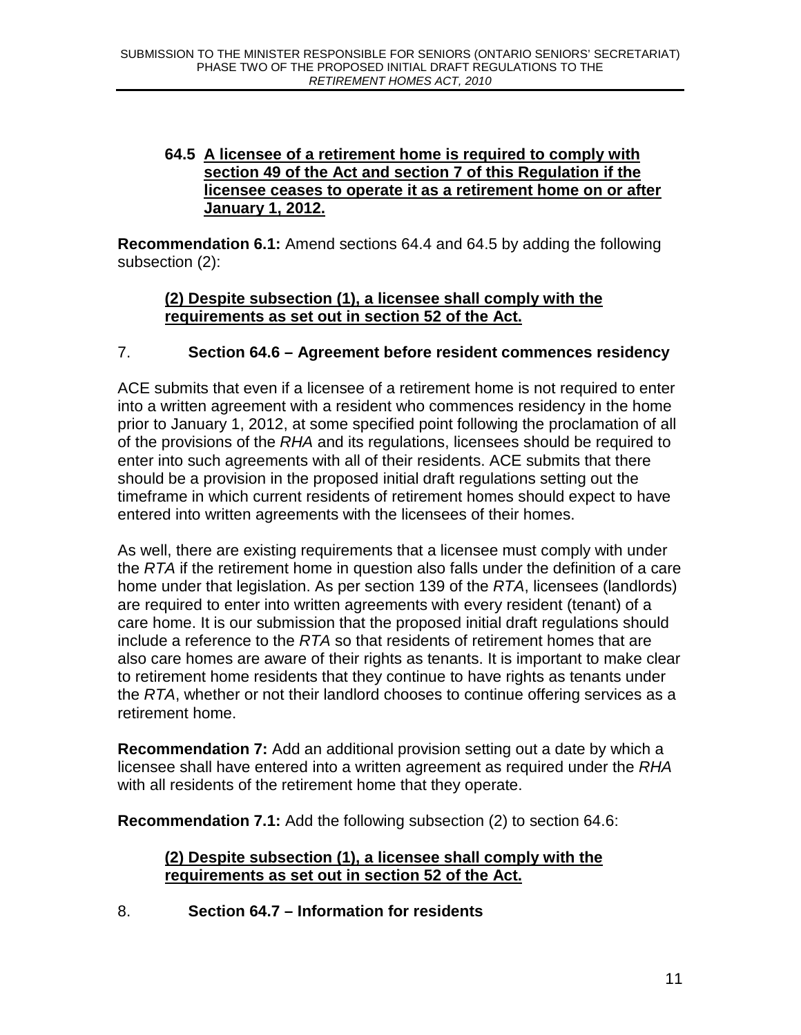**64.5 <u>A licensee of a retirement home is required to comply with section 49 of the Act and section 7 of this Regulation if the licensee ceases to operate it as a retirement home on or after January 1, 2012.</u>**

**Recommendation 6.1:** Amend sections 64.4 and 64.5 by adding the following subsection (2):

> **<u>(2) Despite subsection (1), a licensee shall comply with the requirements as set out in section 52 of the Act.</u>**

## 7. Section 64.6 – Agreement before resident commences residency

ACE submits that even if a licensee of a retirement home is not required to enter into a written agreement with a resident who commences residency in the home prior to January 1, 2012, at some specified point following the proclamation of all of the provisions of the *RHA* and its regulations, licensees should be required to enter into such agreements with all of their residents. ACE submits that there should be a provision in the proposed initial draft regulations setting out the timeframe in which current residents of retirement homes should expect to have entered into written agreements with the licensees of their homes.

As well, there are existing requirements that a licensee must comply with under the *RTA* if the retirement home in question also falls under the definition of a care home under that legislation. As per section 139 of the *RTA*, licensees (landlords) are required to enter into written agreements with every resident (tenant) of a care home. It is our submission that the proposed initial draft regulations should include a reference to the *RTA* so that residents of retirement homes that are also care homes are aware of their rights as tenants. It is important to make clear to retirement home residents that they continue to have rights as tenants under the *RTA*, whether or not their landlord chooses to continue offering services as a retirement home.

**Recommendation 7:** Add an additional provision setting out a date by which a licensee shall have entered into a written agreement as required under the *RHA* with all residents of the retirement home that they operate.

**Recommendation 7.1:** Add the following subsection (2) to section 64.6:

> **<u>(2) Despite subsection (1), a licensee shall comply with the requirements as set out in section 52 of the Act.</u>**

## 8. Section 64.7 – Information for residents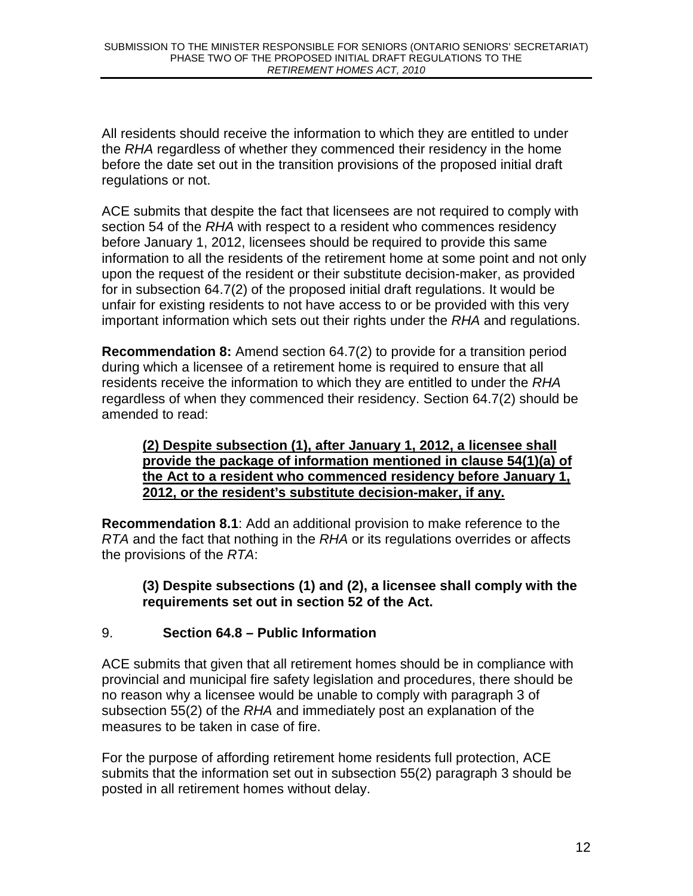All residents should receive the information to which they are entitled to under the *RHA* regardless of whether they commenced their residency in the home before the date set out in the transition provisions of the proposed initial draft regulations or not.

ACE submits that despite the fact that licensees are not required to comply with section 54 of the *RHA* with respect to a resident who commences residency before January 1, 2012, licensees should be required to provide this same information to all the residents of the retirement home at some point and not only upon the request of the resident or their substitute decision-maker, as provided for in subsection 64.7(2) of the proposed initial draft regulations. It would be unfair for existing residents to not have access to or be provided with this very important information which sets out their rights under the *RHA* and regulations.

**Recommendation 8:** Amend section 64.7(2) to provide for a transition period during which a licensee of a retirement home is required to ensure that all residents receive the information to which they are entitled to under the *RHA* regardless of when they commenced their residency. Section 64.7(2) should be amended to read:

> <u>**(2) Despite subsection (1), after January 1, 2012, a licensee shall provide the package of information mentioned in clause 54(1)(a) of the Act to a resident who commenced residency before January 1, 2012, or the resident's substitute decision-maker, if any.**</u>

**Recommendation 8.1**: Add an additional provision to make reference to the *RTA* and the fact that nothing in the *RHA* or its regulations overrides or affects the provisions of the *RTA*:

> **(3) Despite subsections (1) and (2), a licensee shall comply with the requirements set out in section 52 of the Act.**

## 9. Section 64.8 – Public Information

ACE submits that given that all retirement homes should be in compliance with provincial and municipal fire safety legislation and procedures, there should be no reason why a licensee would be unable to comply with paragraph 3 of subsection 55(2) of the *RHA* and immediately post an explanation of the measures to be taken in case of fire.

For the purpose of affording retirement home residents full protection, ACE submits that the information set out in subsection 55(2) paragraph 3 should be posted in all retirement homes without delay.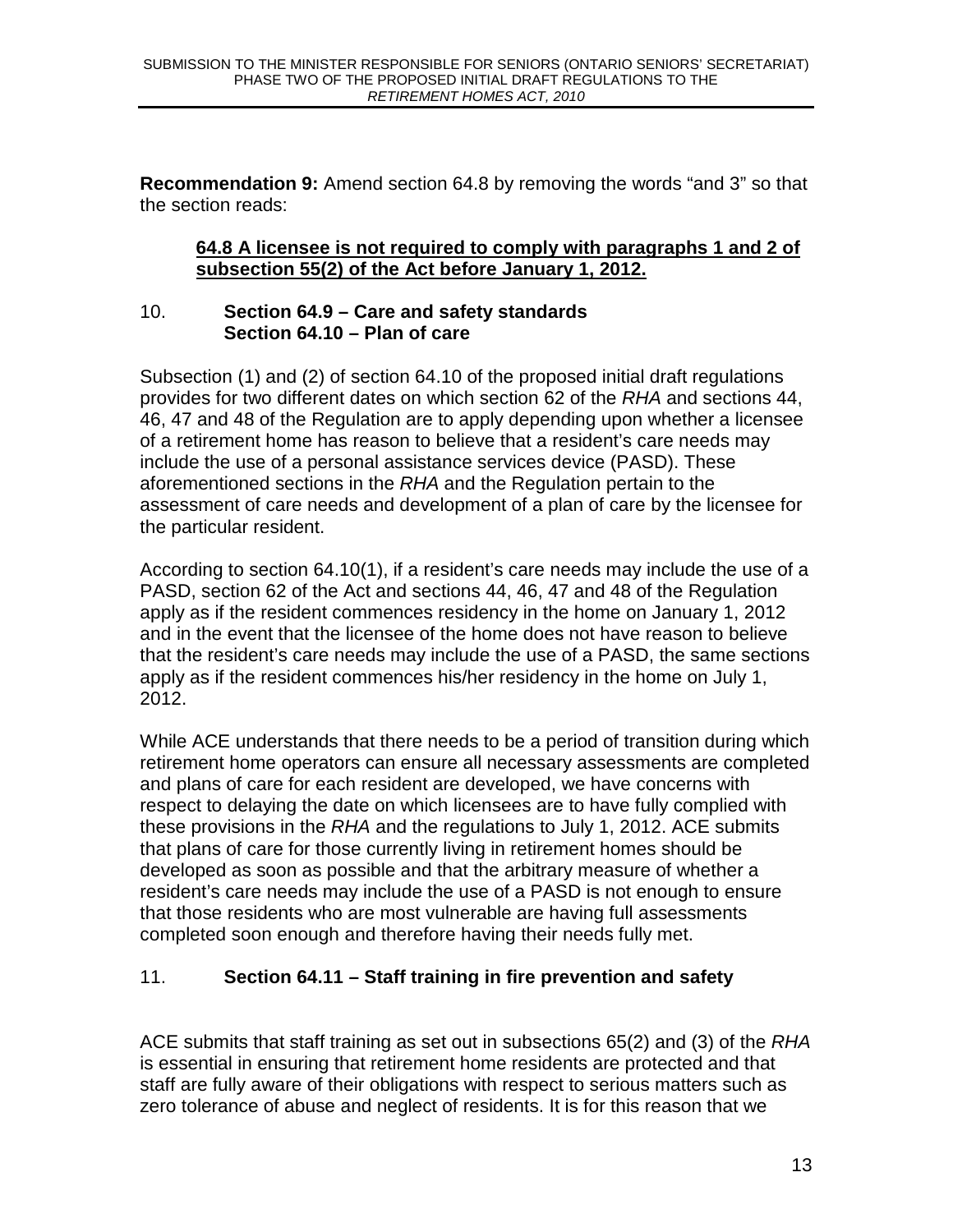**Recommendation 9:** Amend section 64.8 by removing the words "and 3" so that the section reads:

> **64.8 A licensee is not required to comply with paragraphs 1 and 2 of subsection 55(2) of the Act before January 1, 2012.**

## 10. Section 64.9 – Care and safety standards Section 64.10 – Plan of care

Subsection (1) and (2) of section 64.10 of the proposed initial draft regulations provides for two different dates on which section 62 of the *RHA* and sections 44, 46, 47 and 48 of the Regulation are to apply depending upon whether a licensee of a retirement home has reason to believe that a resident's care needs may include the use of a personal assistance services device (PASD). These aforementioned sections in the *RHA* and the Regulation pertain to the assessment of care needs and development of a plan of care by the licensee for the particular resident.

According to section 64.10(1), if a resident's care needs may include the use of a PASD, section 62 of the Act and sections 44, 46, 47 and 48 of the Regulation apply as if the resident commences residency in the home on January 1, 2012 and in the event that the licensee of the home does not have reason to believe that the resident's care needs may include the use of a PASD, the same sections apply as if the resident commences his/her residency in the home on July 1, 2012.

While ACE understands that there needs to be a period of transition during which retirement home operators can ensure all necessary assessments are completed and plans of care for each resident are developed, we have concerns with respect to delaying the date on which licensees are to have fully complied with these provisions in the *RHA* and the regulations to July 1, 2012. ACE submits that plans of care for those currently living in retirement homes should be developed as soon as possible and that the arbitrary measure of whether a resident's care needs may include the use of a PASD is not enough to ensure that those residents who are most vulnerable are having full assessments completed soon enough and therefore having their needs fully met.

## 11. Section 64.11 – Staff training in fire prevention and safety

ACE submits that staff training as set out in subsections 65(2) and (3) of the *RHA* is essential in ensuring that retirement home residents are protected and that staff are fully aware of their obligations with respect to serious matters such as zero tolerance of abuse and neglect of residents. It is for this reason that we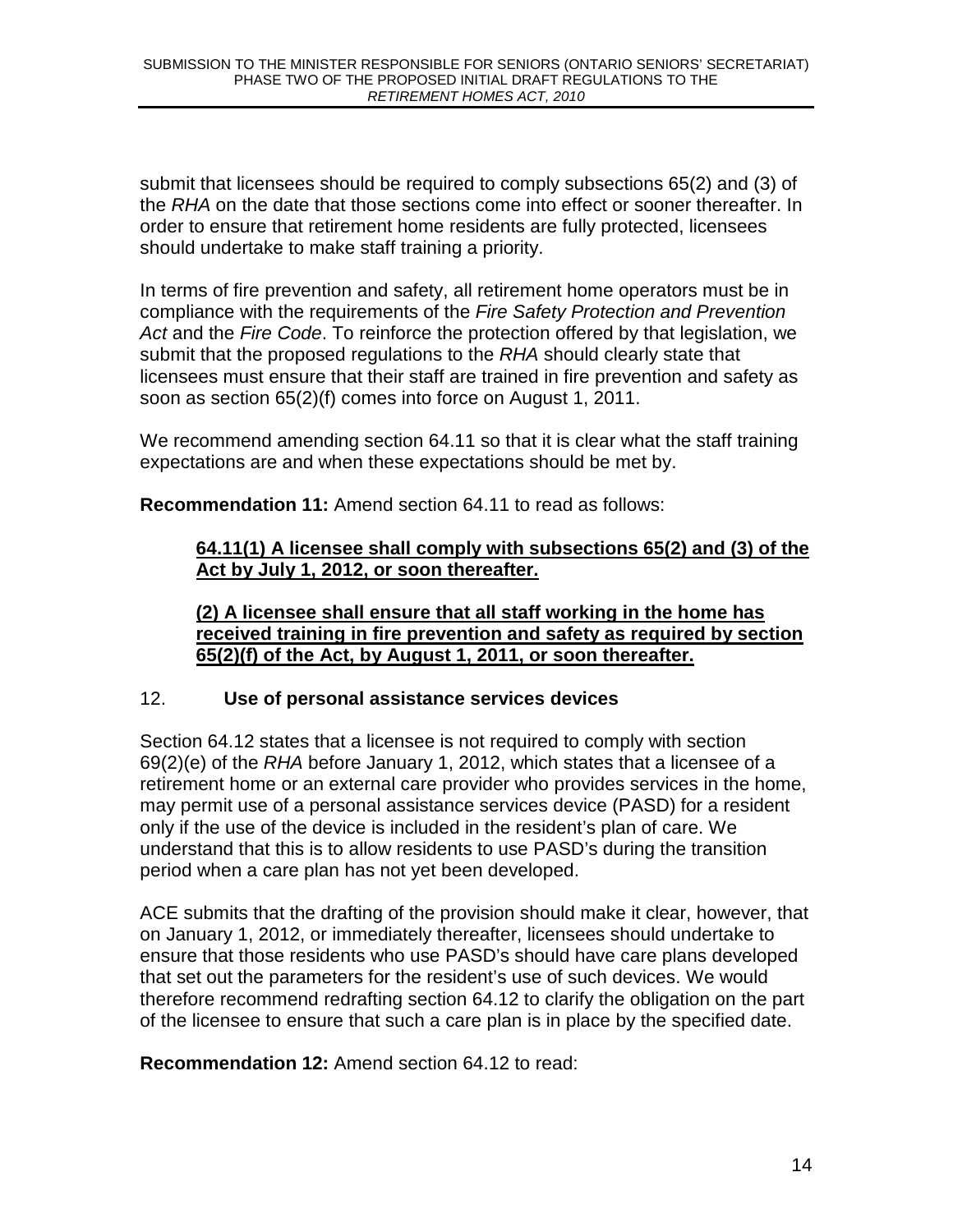submit that licensees should be required to comply subsections 65(2) and (3) of the *RHA* on the date that those sections come into effect or sooner thereafter. In order to ensure that retirement home residents are fully protected, licensees should undertake to make staff training a priority.

In terms of fire prevention and safety, all retirement home operators must be in compliance with the requirements of the *Fire Safety Protection and Prevention Act* and the *Fire Code*. To reinforce the protection offered by that legislation, we submit that the proposed regulations to the *RHA* should clearly state that licensees must ensure that their staff are trained in fire prevention and safety as soon as section 65(2)(f) comes into force on August 1, 2011.

We recommend amending section 64.11 so that it is clear what the staff training expectations are and when these expectations should be met by.

**Recommendation 11:** Amend section 64.11 to read as follows:

> **<u>64.11(1) A licensee shall comply with subsections 65(2) and (3) of the Act by July 1, 2012, or soon thereafter.</u>**
>
> **<u>(2) A licensee shall ensure that all staff working in the home has received training in fire prevention and safety as required by section 65(2)(f) of the Act, by August 1, 2011, or soon thereafter.</u>**

## 12. Use of personal assistance services devices

Section 64.12 states that a licensee is not required to comply with section 69(2)(e) of the *RHA* before January 1, 2012, which states that a licensee of a retirement home or an external care provider who provides services in the home, may permit use of a personal assistance services device (PASD) for a resident only if the use of the device is included in the resident's plan of care. We understand that this is to allow residents to use PASD's during the transition period when a care plan has not yet been developed.

ACE submits that the drafting of the provision should make it clear, however, that on January 1, 2012, or immediately thereafter, licensees should undertake to ensure that those residents who use PASD's should have care plans developed that set out the parameters for the resident's use of such devices. We would therefore recommend redrafting section 64.12 to clarify the obligation on the part of the licensee to ensure that such a care plan is in place by the specified date.

**Recommendation 12:** Amend section 64.12 to read: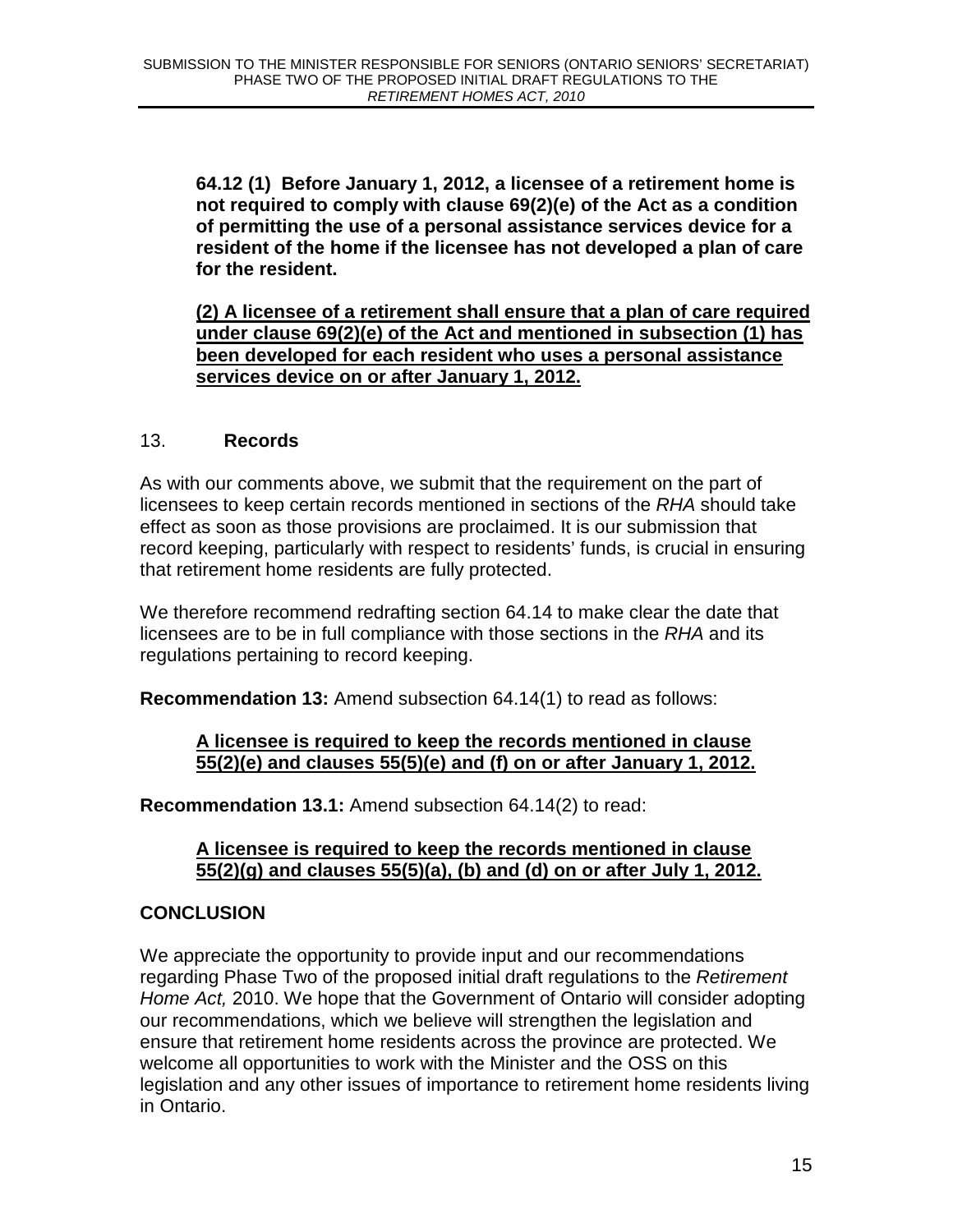**64.12 (1) Before January 1, 2012, a licensee of a retirement home is not required to comply with clause 69(2)(e) of the Act as a condition of permitting the use of a personal assistance services device for a resident of the home if the licensee has not developed a plan of care for the resident.**

<u>**(2) A licensee of a retirement shall ensure that a plan of care required under clause 69(2)(e) of the Act and mentioned in subsection (1) has been developed for each resident who uses a personal assistance services device on or after January 1, 2012.**</u>

## 13. **Records**

As with our comments above, we submit that the requirement on the part of licensees to keep certain records mentioned in sections of the *RHA* should take effect as soon as those provisions are proclaimed. It is our submission that record keeping, particularly with respect to residents' funds, is crucial in ensuring that retirement home residents are fully protected.

We therefore recommend redrafting section 64.14 to make clear the date that licensees are to be in full compliance with those sections in the *RHA* and its regulations pertaining to record keeping.

**Recommendation 13:** Amend subsection 64.14(1) to read as follows:

<u>**A licensee is required to keep the records mentioned in clause 55(2)(e) and clauses 55(5)(e) and (f) on or after January 1, 2012.**</u>

**Recommendation 13.1:** Amend subsection 64.14(2) to read:

<u>**A licensee is required to keep the records mentioned in clause 55(2)(g) and clauses 55(5)(a), (b) and (d) on or after July 1, 2012.**</u>

## **CONCLUSION**

We appreciate the opportunity to provide input and our recommendations regarding Phase Two of the proposed initial draft regulations to the *Retirement Home Act,* 2010. We hope that the Government of Ontario will consider adopting our recommendations, which we believe will strengthen the legislation and ensure that retirement home residents across the province are protected. We welcome all opportunities to work with the Minister and the OSS on this legislation and any other issues of importance to retirement home residents living in Ontario.